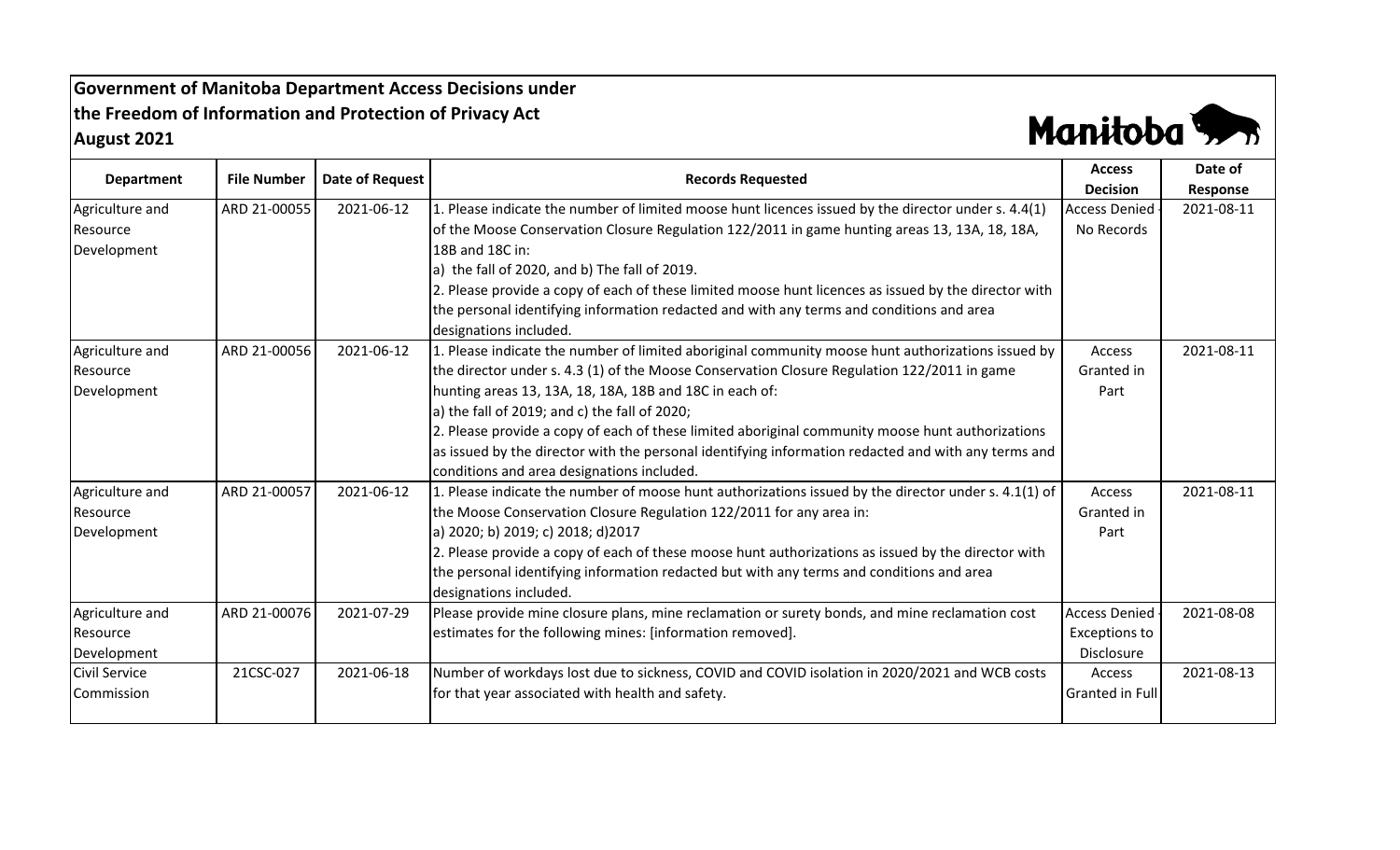**Government of Manitoba Department Access Decisions under the Freedom of Information and Protection of Privacy Act**
**August 2021**

Manitoba

| Department | File Number | Date of Request | Records Requested | Access Decision | Date of Response |
|---|---|---|---|---|---|
| Agriculture and Resource Development | ARD 21-00055 | 2021-06-12 | 1. Please indicate the number of limited moose hunt licences issued by the director under s. 4.4(1) of the Moose Conservation Closure Regulation 122/2011 in game hunting areas 13, 13A, 18, 18A, 18B and 18C in:<br>a) the fall of 2020, and b) The fall of 2019.<br>2. Please provide a copy of each of these limited moose hunt licences as issued by the director with the personal identifying information redacted and with any terms and conditions and area designations included. | Access Denied - No Records | 2021-08-11 |
| Agriculture and Resource Development | ARD 21-00056 | 2021-06-12 | 1. Please indicate the number of limited aboriginal community moose hunt authorizations issued by the director under s. 4.3 (1) of the Moose Conservation Closure Regulation 122/2011 in game hunting areas 13, 13A, 18, 18A, 18B and 18C in each of:<br>a) the fall of 2019; and c) the fall of 2020;<br>2. Please provide a copy of each of these limited aboriginal community moose hunt authorizations as issued by the director with the personal identifying information redacted and with any terms and conditions and area designations included. | Access Granted in Part | 2021-08-11 |
| Agriculture and Resource Development | ARD 21-00057 | 2021-06-12 | 1. Please indicate the number of moose hunt authorizations issued by the director under s. 4.1(1) of the Moose Conservation Closure Regulation 122/2011 for any area in:<br>a) 2020; b) 2019; c) 2018; d)2017<br>2. Please provide a copy of each of these moose hunt authorizations as issued by the director with the personal identifying information redacted but with any terms and conditions and area designations included. | Access Granted in Part | 2021-08-11 |
| Agriculture and Resource Development | ARD 21-00076 | 2021-07-29 | Please provide mine closure plans, mine reclamation or surety bonds, and mine reclamation cost estimates for the following mines: [information removed]. | Access Denied - Exceptions to Disclosure | 2021-08-08 |
| Civil Service Commission | 21CSC-027 | 2021-06-18 | Number of workdays lost due to sickness, COVID and COVID isolation in 2020/2021 and WCB costs for that year associated with health and safety. | Access Granted in Full | 2021-08-13 |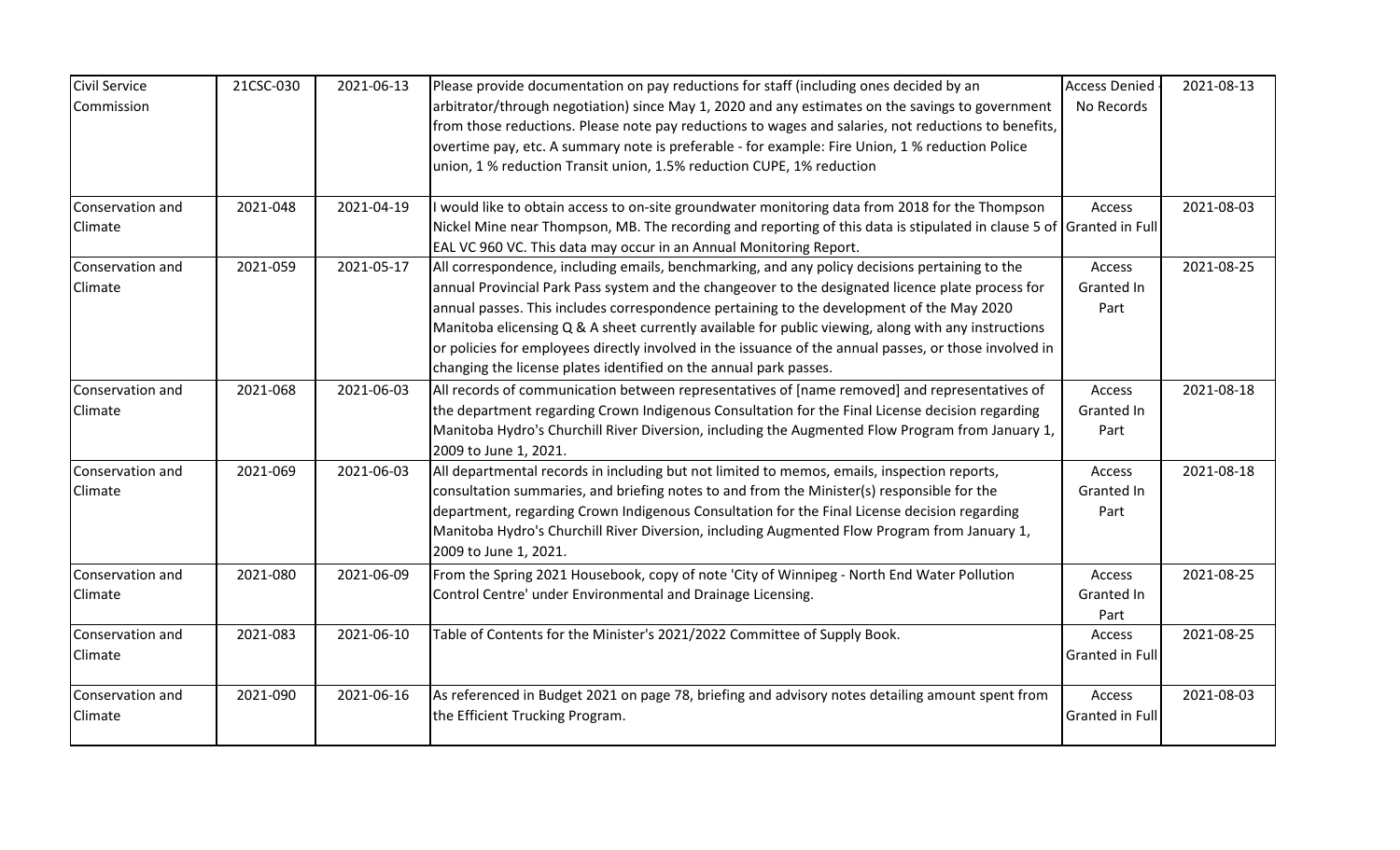| | | | | | |
|---|---|---|---|---|---|
| Civil Service Commission | 21CSC-030 | 2021-06-13 | Please provide documentation on pay reductions for staff (including ones decided by an arbitrator/through negotiation) since May 1, 2020 and any estimates on the savings to government from those reductions. Please note pay reductions to wages and salaries, not reductions to benefits, overtime pay, etc. A summary note is preferable - for example: Fire Union, 1 % reduction Police union, 1 % reduction Transit union, 1.5% reduction CUPE, 1% reduction | Access Denied - No Records | 2021-08-13 |
| Conservation and Climate | 2021-048 | 2021-04-19 | I would like to obtain access to on-site groundwater monitoring data from 2018 for the Thompson Nickel Mine near Thompson, MB. The recording and reporting of this data is stipulated in clause 5 of EAL VC 960 VC. This data may occur in an Annual Monitoring Report. | Access Granted in Full | 2021-08-03 |
| Conservation and Climate | 2021-059 | 2021-05-17 | All correspondence, including emails, benchmarking, and any policy decisions pertaining to the annual Provincial Park Pass system and the changeover to the designated licence plate process for annual passes. This includes correspondence pertaining to the development of the May 2020 Manitoba elicensing Q & A sheet currently available for public viewing, along with any instructions or policies for employees directly involved in the issuance of the annual passes, or those involved in changing the license plates identified on the annual park passes. | Access Granted In Part | 2021-08-25 |
| Conservation and Climate | 2021-068 | 2021-06-03 | All records of communication between representatives of [name removed] and representatives of the department regarding Crown Indigenous Consultation for the Final License decision regarding Manitoba Hydro's Churchill River Diversion, including the Augmented Flow Program from January 1, 2009 to June 1, 2021. | Access Granted In Part | 2021-08-18 |
| Conservation and Climate | 2021-069 | 2021-06-03 | All departmental records in including but not limited to memos, emails, inspection reports, consultation summaries, and briefing notes to and from the Minister(s) responsible for the department, regarding Crown Indigenous Consultation for the Final License decision regarding Manitoba Hydro's Churchill River Diversion, including Augmented Flow Program from January 1, 2009 to June 1, 2021. | Access Granted In Part | 2021-08-18 |
| Conservation and Climate | 2021-080 | 2021-06-09 | From the Spring 2021 Housebook, copy of note 'City of Winnipeg - North End Water Pollution Control Centre' under Environmental and Drainage Licensing. | Access Granted In Part | 2021-08-25 |
| Conservation and Climate | 2021-083 | 2021-06-10 | Table of Contents for the Minister's 2021/2022 Committee of Supply Book. | Access Granted in Full | 2021-08-25 |
| Conservation and Climate | 2021-090 | 2021-06-16 | As referenced in Budget 2021 on page 78, briefing and advisory notes detailing amount spent from the Efficient Trucking Program. | Access Granted in Full | 2021-08-03 |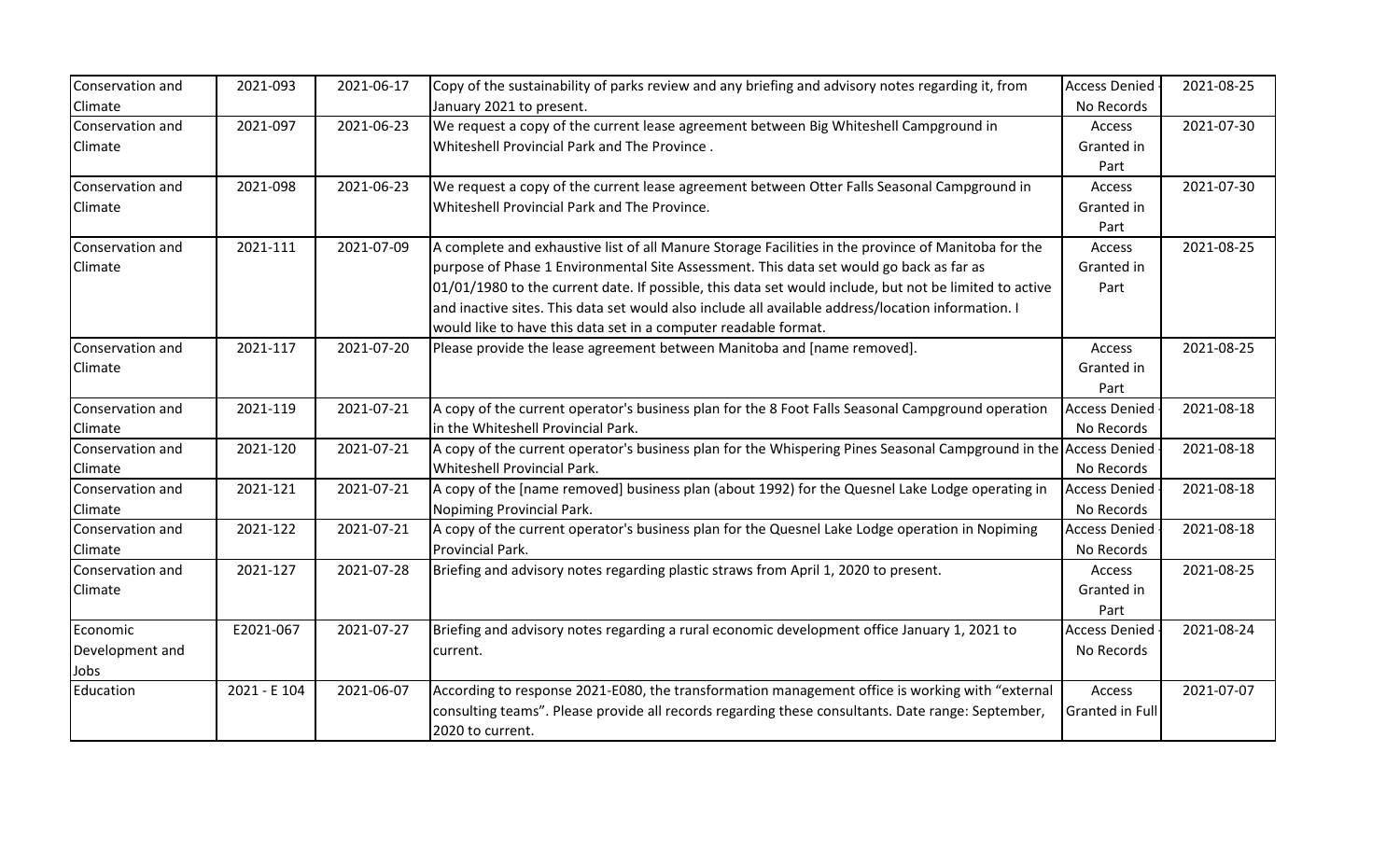| Conservation and Climate | 2021-093 | 2021-06-17 | Copy of the sustainability of parks review and any briefing and advisory notes regarding it, from January 2021 to present. | Access Denied - No Records | 2021-08-25 |
|---|---|---|---|---|---|
| Conservation and Climate | 2021-097 | 2021-06-23 | We request a copy of the current lease agreement between Big Whiteshell Campground in Whiteshell Provincial Park and The Province . | Access Granted in Part | 2021-07-30 |
| Conservation and Climate | 2021-098 | 2021-06-23 | We request a copy of the current lease agreement between Otter Falls Seasonal Campground in Whiteshell Provincial Park and The Province. | Access Granted in Part | 2021-07-30 |
| Conservation and Climate | 2021-111 | 2021-07-09 | A complete and exhaustive list of all Manure Storage Facilities in the province of Manitoba for the purpose of Phase 1 Environmental Site Assessment. This data set would go back as far as 01/01/1980 to the current date. If possible, this data set would include, but not be limited to active and inactive sites. This data set would also include all available address/location information. I would like to have this data set in a computer readable format. | Access Granted in Part | 2021-08-25 |
| Conservation and Climate | 2021-117 | 2021-07-20 | Please provide the lease agreement between Manitoba and [name removed]. | Access Granted in Part | 2021-08-25 |
| Conservation and Climate | 2021-119 | 2021-07-21 | A copy of the current operator's business plan for the 8 Foot Falls Seasonal Campground operation in the Whiteshell Provincial Park. | Access Denied - No Records | 2021-08-18 |
| Conservation and Climate | 2021-120 | 2021-07-21 | A copy of the current operator's business plan for the Whispering Pines Seasonal Campground in the Whiteshell Provincial Park. | Access Denied - No Records | 2021-08-18 |
| Conservation and Climate | 2021-121 | 2021-07-21 | A copy of the [name removed] business plan (about 1992) for the Quesnel Lake Lodge operating in Nopiming Provincial Park. | Access Denied - No Records | 2021-08-18 |
| Conservation and Climate | 2021-122 | 2021-07-21 | A copy of the current operator's business plan for the Quesnel Lake Lodge operation in Nopiming Provincial Park. | Access Denied - No Records | 2021-08-18 |
| Conservation and Climate | 2021-127 | 2021-07-28 | Briefing and advisory notes regarding plastic straws from April 1, 2020 to present. | Access Granted in Part | 2021-08-25 |
| Economic Development and Jobs | E2021-067 | 2021-07-27 | Briefing and advisory notes regarding a rural economic development office January 1, 2021 to current. | Access Denied - No Records | 2021-08-24 |
| Education | 2021 - E 104 | 2021-06-07 | According to response 2021-E080, the transformation management office is working with "external consulting teams". Please provide all records regarding these consultants. Date range: September, 2020 to current. | Access Granted in Full | 2021-07-07 |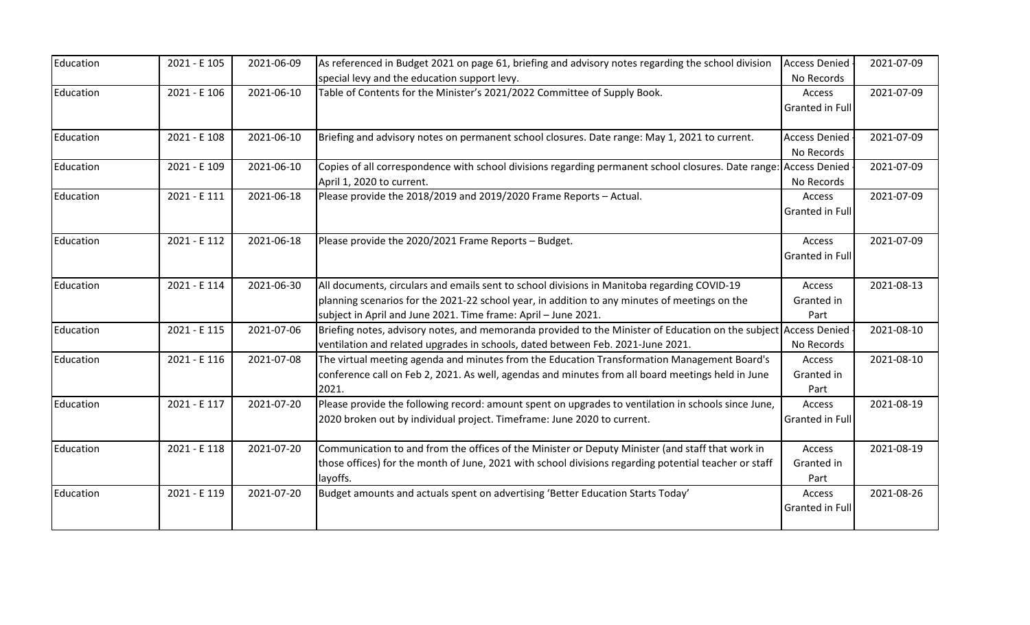| Education | 2021 - E 105 | 2021-06-09 | As referenced in Budget 2021 on page 61, briefing and advisory notes regarding the school division special levy and the education support levy. | Access Denied - No Records | 2021-07-09 |
|---|---|---|---|---|---|
| Education | 2021 - E 106 | 2021-06-10 | Table of Contents for the Minister's 2021/2022 Committee of Supply Book. | Access Granted in Full | 2021-07-09 |
| Education | 2021 - E 108 | 2021-06-10 | Briefing and advisory notes on permanent school closures. Date range: May 1, 2021 to current. | Access Denied - No Records | 2021-07-09 |
| Education | 2021 - E 109 | 2021-06-10 | Copies of all correspondence with school divisions regarding permanent school closures. Date range: April 1, 2020 to current. | Access Denied - No Records | 2021-07-09 |
| Education | 2021 - E 111 | 2021-06-18 | Please provide the 2018/2019 and 2019/2020 Frame Reports – Actual. | Access Granted in Full | 2021-07-09 |
| Education | 2021 - E 112 | 2021-06-18 | Please provide the 2020/2021 Frame Reports – Budget. | Access Granted in Full | 2021-07-09 |
| Education | 2021 - E 114 | 2021-06-30 | All documents, circulars and emails sent to school divisions in Manitoba regarding COVID-19 planning scenarios for the 2021-22 school year, in addition to any minutes of meetings on the subject in April and June 2021. Time frame: April – June 2021. | Access Granted in Part | 2021-08-13 |
| Education | 2021 - E 115 | 2021-07-06 | Briefing notes, advisory notes, and memoranda provided to the Minister of Education on the subject ventilation and related upgrades in schools, dated between Feb. 2021-June 2021. | Access Denied - No Records | 2021-08-10 |
| Education | 2021 - E 116 | 2021-07-08 | The virtual meeting agenda and minutes from the Education Transformation Management Board's conference call on Feb 2, 2021. As well, agendas and minutes from all board meetings held in June 2021. | Access Granted in Part | 2021-08-10 |
| Education | 2021 - E 117 | 2021-07-20 | Please provide the following record: amount spent on upgrades to ventilation in schools since June, 2020 broken out by individual project. Timeframe: June 2020 to current. | Access Granted in Full | 2021-08-19 |
| Education | 2021 - E 118 | 2021-07-20 | Communication to and from the offices of the Minister or Deputy Minister (and staff that work in those offices) for the month of June, 2021 with school divisions regarding potential teacher or staff layoffs. | Access Granted in Part | 2021-08-19 |
| Education | 2021 - E 119 | 2021-07-20 | Budget amounts and actuals spent on advertising 'Better Education Starts Today' | Access Granted in Full | 2021-08-26 |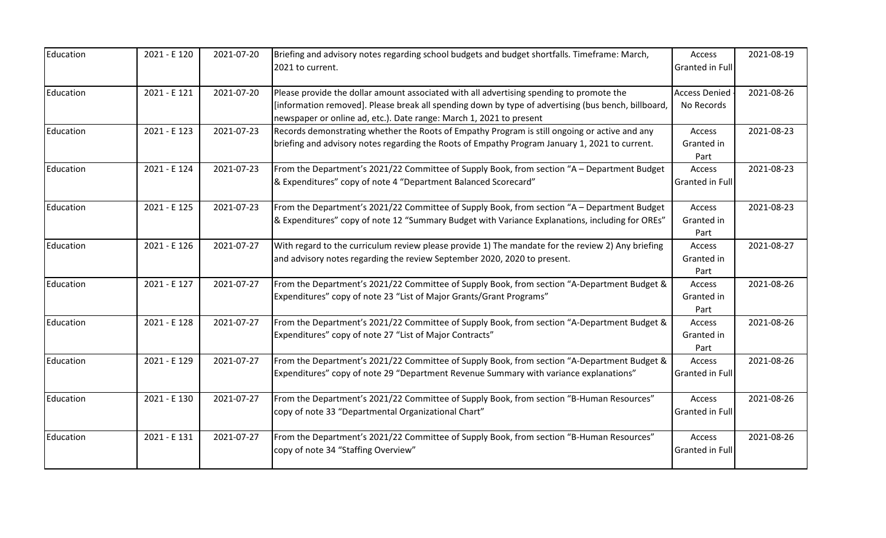| Education | 2021 - E 120 | 2021-07-20 | Briefing and advisory notes regarding school budgets and budget shortfalls. Timeframe: March, 2021 to current. | Access Granted in Full | 2021-08-19 |
|---|---|---|---|---|---|
| Education | 2021 - E 121 | 2021-07-20 | Please provide the dollar amount associated with all advertising spending to promote the [information removed]. Please break all spending down by type of advertising (bus bench, billboard, newspaper or online ad, etc.). Date range: March 1, 2021 to present | Access Denied - No Records | 2021-08-26 |
| Education | 2021 - E 123 | 2021-07-23 | Records demonstrating whether the Roots of Empathy Program is still ongoing or active and any briefing and advisory notes regarding the Roots of Empathy Program January 1, 2021 to current. | Access Granted in Part | 2021-08-23 |
| Education | 2021 - E 124 | 2021-07-23 | From the Department's 2021/22 Committee of Supply Book, from section "A – Department Budget & Expenditures" copy of note 4 "Department Balanced Scorecard" | Access Granted in Full | 2021-08-23 |
| Education | 2021 - E 125 | 2021-07-23 | From the Department's 2021/22 Committee of Supply Book, from section "A – Department Budget & Expenditures" copy of note 12 "Summary Budget with Variance Explanations, including for OREs" | Access Granted in Part | 2021-08-23 |
| Education | 2021 - E 126 | 2021-07-27 | With regard to the curriculum review please provide 1) The mandate for the review 2) Any briefing and advisory notes regarding the review September 2020, 2020 to present. | Access Granted in Part | 2021-08-27 |
| Education | 2021 - E 127 | 2021-07-27 | From the Department's 2021/22 Committee of Supply Book, from section "A-Department Budget & Expenditures" copy of note 23 "List of Major Grants/Grant Programs" | Access Granted in Part | 2021-08-26 |
| Education | 2021 - E 128 | 2021-07-27 | From the Department's 2021/22 Committee of Supply Book, from section "A-Department Budget & Expenditures" copy of note 27 "List of Major Contracts" | Access Granted in Part | 2021-08-26 |
| Education | 2021 - E 129 | 2021-07-27 | From the Department's 2021/22 Committee of Supply Book, from section "A-Department Budget & Expenditures" copy of note 29 "Department Revenue Summary with variance explanations" | Access Granted in Full | 2021-08-26 |
| Education | 2021 - E 130 | 2021-07-27 | From the Department's 2021/22 Committee of Supply Book, from section "B-Human Resources" copy of note 33 "Departmental Organizational Chart" | Access Granted in Full | 2021-08-26 |
| Education | 2021 - E 131 | 2021-07-27 | From the Department's 2021/22 Committee of Supply Book, from section "B-Human Resources" copy of note 34 "Staffing Overview" | Access Granted in Full | 2021-08-26 |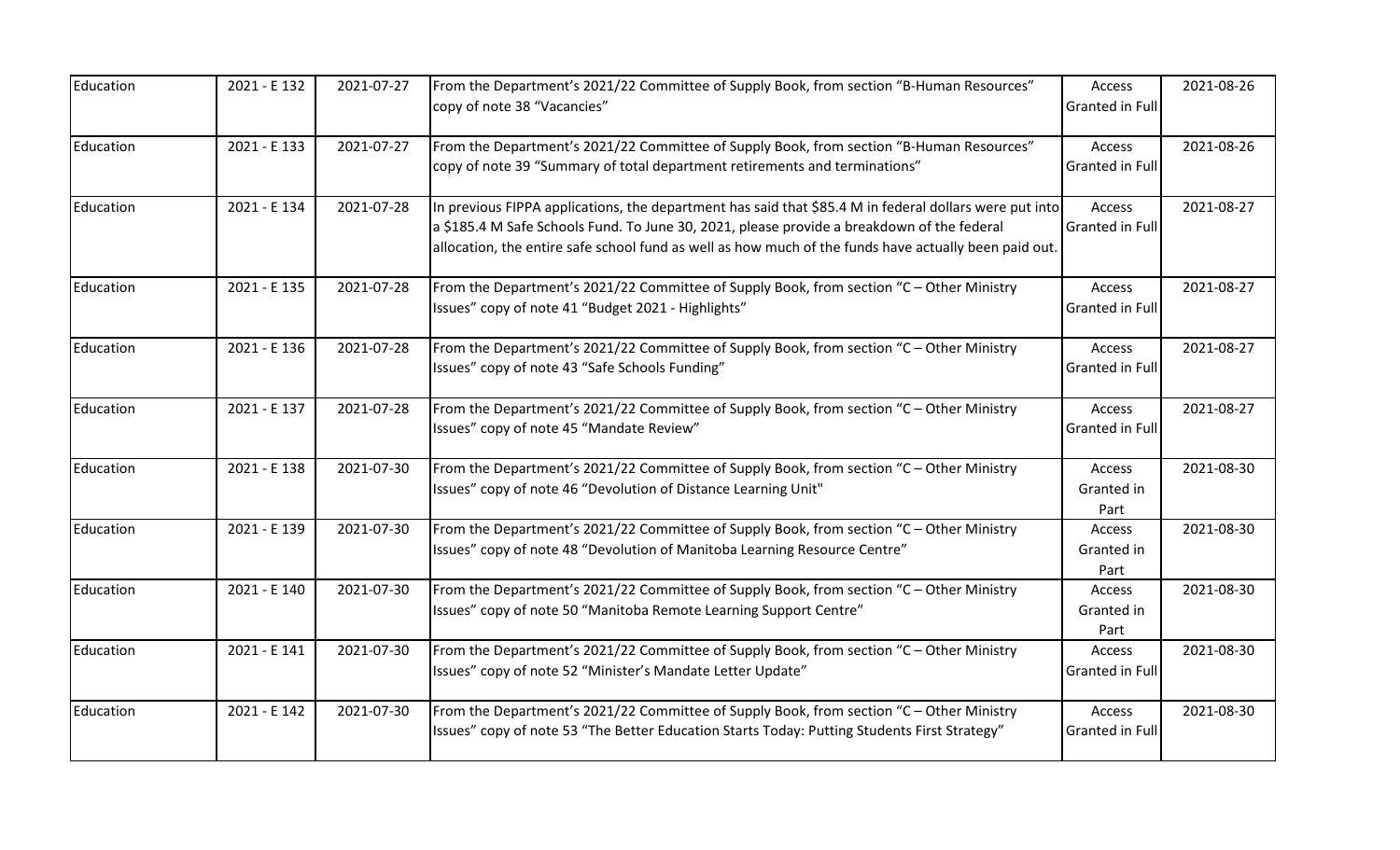| Education | 2021 - E 132 | 2021-07-27 | From the Department's 2021/22 Committee of Supply Book, from section "B-Human Resources" copy of note 38 "Vacancies" | Access Granted in Full | 2021-08-26 |
|---|---|---|---|---|---|
| Education | 2021 - E 133 | 2021-07-27 | From the Department's 2021/22 Committee of Supply Book, from section "B-Human Resources" copy of note 39 "Summary of total department retirements and terminations" | Access Granted in Full | 2021-08-26 |
| Education | 2021 - E 134 | 2021-07-28 | In previous FIPPA applications, the department has said that $85.4 M in federal dollars were put into a $185.4 M Safe Schools Fund. To June 30, 2021, please provide a breakdown of the federal allocation, the entire safe school fund as well as how much of the funds have actually been paid out. | Access Granted in Full | 2021-08-27 |
| Education | 2021 - E 135 | 2021-07-28 | From the Department's 2021/22 Committee of Supply Book, from section "C – Other Ministry Issues" copy of note 41 "Budget 2021 - Highlights" | Access Granted in Full | 2021-08-27 |
| Education | 2021 - E 136 | 2021-07-28 | From the Department's 2021/22 Committee of Supply Book, from section "C – Other Ministry Issues" copy of note 43 "Safe Schools Funding" | Access Granted in Full | 2021-08-27 |
| Education | 2021 - E 137 | 2021-07-28 | From the Department's 2021/22 Committee of Supply Book, from section "C – Other Ministry Issues" copy of note 45 "Mandate Review" | Access Granted in Full | 2021-08-27 |
| Education | 2021 - E 138 | 2021-07-30 | From the Department's 2021/22 Committee of Supply Book, from section "C – Other Ministry Issues" copy of note 46 "Devolution of Distance Learning Unit" | Access Granted in Part | 2021-08-30 |
| Education | 2021 - E 139 | 2021-07-30 | From the Department's 2021/22 Committee of Supply Book, from section "C – Other Ministry Issues" copy of note 48 "Devolution of Manitoba Learning Resource Centre" | Access Granted in Part | 2021-08-30 |
| Education | 2021 - E 140 | 2021-07-30 | From the Department's 2021/22 Committee of Supply Book, from section "C – Other Ministry Issues" copy of note 50 "Manitoba Remote Learning Support Centre" | Access Granted in Part | 2021-08-30 |
| Education | 2021 - E 141 | 2021-07-30 | From the Department's 2021/22 Committee of Supply Book, from section "C – Other Ministry Issues" copy of note 52 "Minister's Mandate Letter Update" | Access Granted in Full | 2021-08-30 |
| Education | 2021 - E 142 | 2021-07-30 | From the Department's 2021/22 Committee of Supply Book, from section "C – Other Ministry Issues" copy of note 53 "The Better Education Starts Today: Putting Students First Strategy" | Access Granted in Full | 2021-08-30 |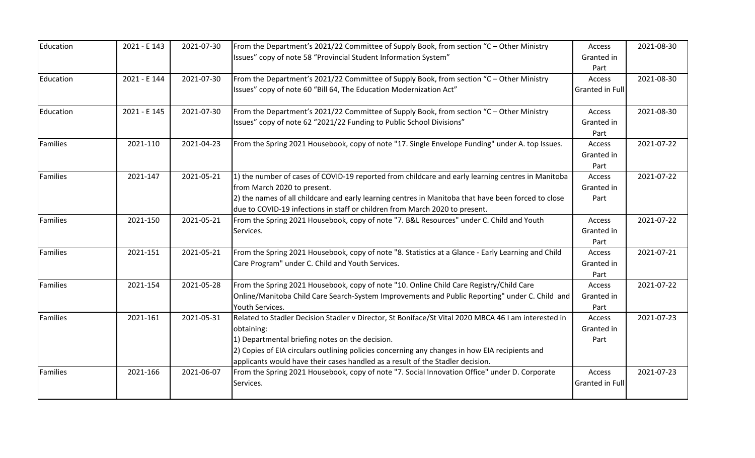| | | | | | |
|---|---|---|---|---|---|
| Education | 2021 - E 143 | 2021-07-30 | From the Department's 2021/22 Committee of Supply Book, from section "C – Other Ministry Issues" copy of note 58 "Provincial Student Information System" | Access Granted in Part | 2021-08-30 |
| Education | 2021 - E 144 | 2021-07-30 | From the Department's 2021/22 Committee of Supply Book, from section "C – Other Ministry Issues" copy of note 60 "Bill 64, The Education Modernization Act" | Access Granted in Full | 2021-08-30 |
| Education | 2021 - E 145 | 2021-07-30 | From the Department's 2021/22 Committee of Supply Book, from section "C – Other Ministry Issues" copy of note 62 "2021/22 Funding to Public School Divisions" | Access Granted in Part | 2021-08-30 |
| Families | 2021-110 | 2021-04-23 | From the Spring 2021 Housebook, copy of note "17. Single Envelope Funding" under A. top Issues. | Access Granted in Part | 2021-07-22 |
| Families | 2021-147 | 2021-05-21 | 1) the number of cases of COVID-19 reported from childcare and early learning centres in Manitoba from March 2020 to present.<br>2) the names of all childcare and early learning centres in Manitoba that have been forced to close due to COVID-19 infections in staff or children from March 2020 to present. | Access Granted in Part | 2021-07-22 |
| Families | 2021-150 | 2021-05-21 | From the Spring 2021 Housebook, copy of note "7. B&L Resources" under C. Child and Youth Services. | Access Granted in Part | 2021-07-22 |
| Families | 2021-151 | 2021-05-21 | From the Spring 2021 Housebook, copy of note "8. Statistics at a Glance - Early Learning and Child Care Program" under C. Child and Youth Services. | Access Granted in Part | 2021-07-21 |
| Families | 2021-154 | 2021-05-28 | From the Spring 2021 Housebook, copy of note "10. Online Child Care Registry/Child Care Online/Manitoba Child Care Search-System Improvements and Public Reporting" under C. Child and Youth Services. | Access Granted in Part | 2021-07-22 |
| Families | 2021-161 | 2021-05-31 | Related to Stadler Decision Stadler v Director, St Boniface/St Vital 2020 MBCA 46 I am interested in obtaining:<br>1) Departmental briefing notes on the decision.<br>2) Copies of EIA circulars outlining policies concerning any changes in how EIA recipients and applicants would have their cases handled as a result of the Stadler decision. | Access Granted in Part | 2021-07-23 |
| Families | 2021-166 | 2021-06-07 | From the Spring 2021 Housebook, copy of note "7. Social Innovation Office" under D. Corporate Services. | Access Granted in Full | 2021-07-23 |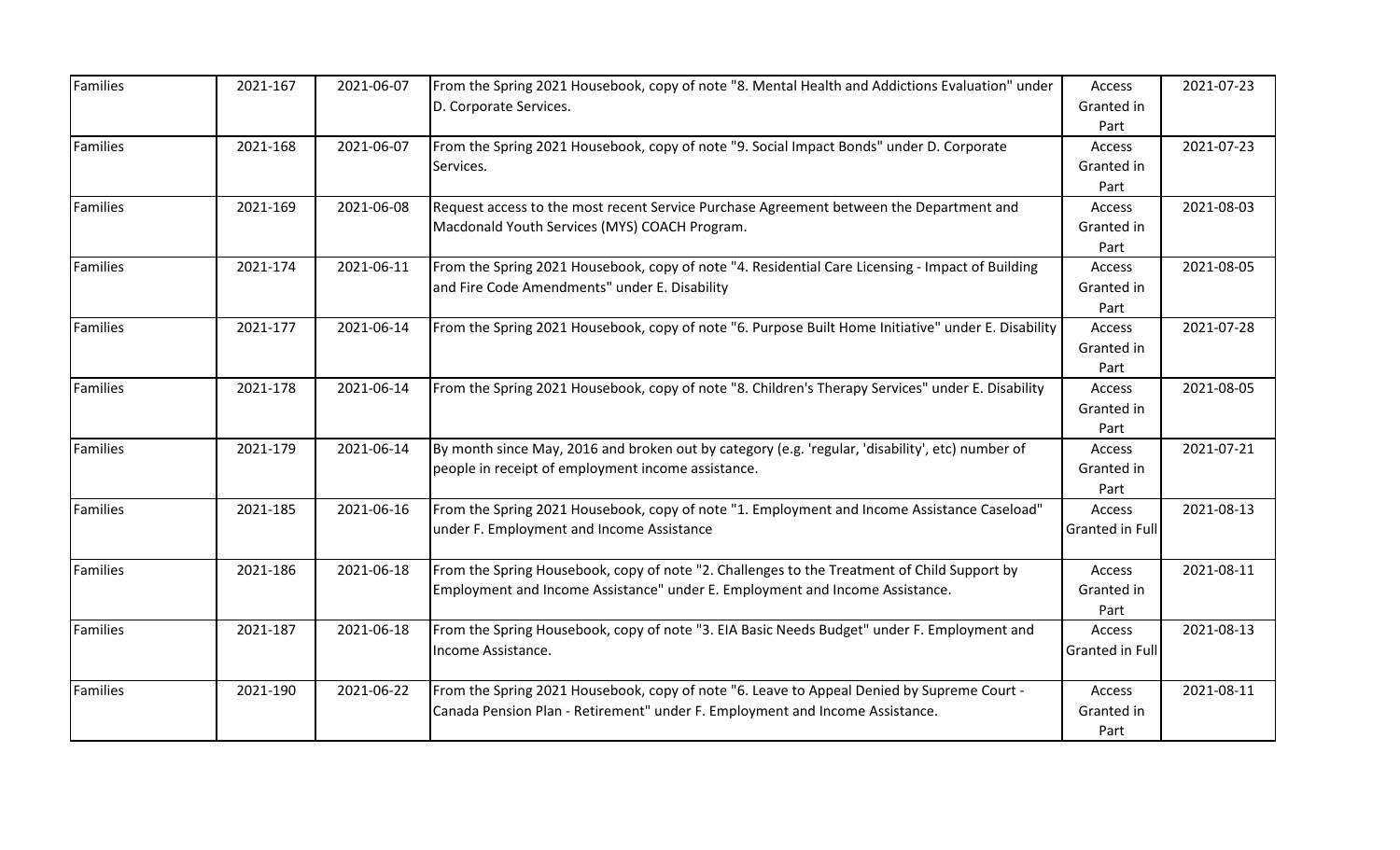| Families | 2021-167 | 2021-06-07 | From the Spring 2021 Housebook, copy of note "8. Mental Health and Addictions Evaluation" under D. Corporate Services. | Access Granted in Part | 2021-07-23 |
|---|---|---|---|---|---|
| Families | 2021-168 | 2021-06-07 | From the Spring 2021 Housebook, copy of note "9. Social Impact Bonds" under D. Corporate Services. | Access Granted in Part | 2021-07-23 |
| Families | 2021-169 | 2021-06-08 | Request access to the most recent Service Purchase Agreement between the Department and Macdonald Youth Services (MYS) COACH Program. | Access Granted in Part | 2021-08-03 |
| Families | 2021-174 | 2021-06-11 | From the Spring 2021 Housebook, copy of note "4. Residential Care Licensing - Impact of Building and Fire Code Amendments" under E. Disability | Access Granted in Part | 2021-08-05 |
| Families | 2021-177 | 2021-06-14 | From the Spring 2021 Housebook, copy of note "6. Purpose Built Home Initiative" under E. Disability | Access Granted in Part | 2021-07-28 |
| Families | 2021-178 | 2021-06-14 | From the Spring 2021 Housebook, copy of note "8. Children's Therapy Services" under E. Disability | Access Granted in Part | 2021-08-05 |
| Families | 2021-179 | 2021-06-14 | By month since May, 2016 and broken out by category (e.g. 'regular, 'disability', etc) number of people in receipt of employment income assistance. | Access Granted in Part | 2021-07-21 |
| Families | 2021-185 | 2021-06-16 | From the Spring 2021 Housebook, copy of note "1. Employment and Income Assistance Caseload" under F. Employment and Income Assistance | Access Granted in Full | 2021-08-13 |
| Families | 2021-186 | 2021-06-18 | From the Spring Housebook, copy of note "2. Challenges to the Treatment of Child Support by Employment and Income Assistance" under E. Employment and Income Assistance. | Access Granted in Part | 2021-08-11 |
| Families | 2021-187 | 2021-06-18 | From the Spring Housebook, copy of note "3. EIA Basic Needs Budget" under F. Employment and Income Assistance. | Access Granted in Full | 2021-08-13 |
| Families | 2021-190 | 2021-06-22 | From the Spring 2021 Housebook, copy of note "6. Leave to Appeal Denied by Supreme Court - Canada Pension Plan - Retirement" under F. Employment and Income Assistance. | Access Granted in Part | 2021-08-11 |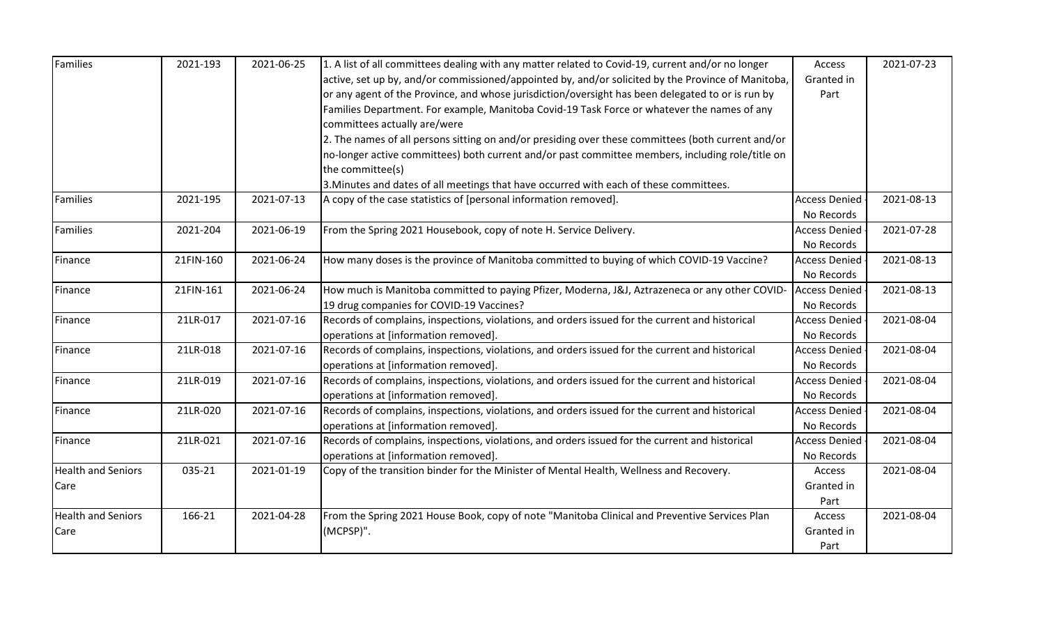| Families | 2021-193 | 2021-06-25 | 1. A list of all committees dealing with any matter related to Covid-19, current and/or no longer active, set up by, and/or commissioned/appointed by, and/or solicited by the Province of Manitoba, or any agent of the Province, and whose jurisdiction/oversight has been delegated to or is run by Families Department. For example, Manitoba Covid-19 Task Force or whatever the names of any committees actually are/were<br>2. The names of all persons sitting on and/or presiding over these committees (both current and/or no-longer active committees) both current and/or past committee members, including role/title on the committee(s)<br>3.Minutes and dates of all meetings that have occurred with each of these committees. | Access Granted in Part | 2021-07-23 |
|---|---|---|---|---|---|
| Families | 2021-195 | 2021-07-13 | A copy of the case statistics of [personal information removed]. | Access Denied - No Records | 2021-08-13 |
| Families | 2021-204 | 2021-06-19 | From the Spring 2021 Housebook, copy of note H. Service Delivery. | Access Denied - No Records | 2021-07-28 |
| Finance | 21FIN-160 | 2021-06-24 | How many doses is the province of Manitoba committed to buying of which COVID-19 Vaccine? | Access Denied - No Records | 2021-08-13 |
| Finance | 21FIN-161 | 2021-06-24 | How much is Manitoba committed to paying Pfizer, Moderna, J&J, Aztrazeneca or any other COVID-19 drug companies for COVID-19 Vaccines? | Access Denied - No Records | 2021-08-13 |
| Finance | 21LR-017 | 2021-07-16 | Records of complains, inspections, violations, and orders issued for the current and historical operations at [information removed]. | Access Denied - No Records | 2021-08-04 |
| Finance | 21LR-018 | 2021-07-16 | Records of complains, inspections, violations, and orders issued for the current and historical operations at [information removed]. | Access Denied - No Records | 2021-08-04 |
| Finance | 21LR-019 | 2021-07-16 | Records of complains, inspections, violations, and orders issued for the current and historical operations at [information removed]. | Access Denied - No Records | 2021-08-04 |
| Finance | 21LR-020 | 2021-07-16 | Records of complains, inspections, violations, and orders issued for the current and historical operations at [information removed]. | Access Denied - No Records | 2021-08-04 |
| Finance | 21LR-021 | 2021-07-16 | Records of complains, inspections, violations, and orders issued for the current and historical operations at [information removed]. | Access Denied - No Records | 2021-08-04 |
| Health and Seniors Care | 035-21 | 2021-01-19 | Copy of the transition binder for the Minister of Mental Health, Wellness and Recovery. | Access Granted in Part | 2021-08-04 |
| Health and Seniors Care | 166-21 | 2021-04-28 | From the Spring 2021 House Book, copy of note "Manitoba Clinical and Preventive Services Plan (MCPSP)". | Access Granted in Part | 2021-08-04 |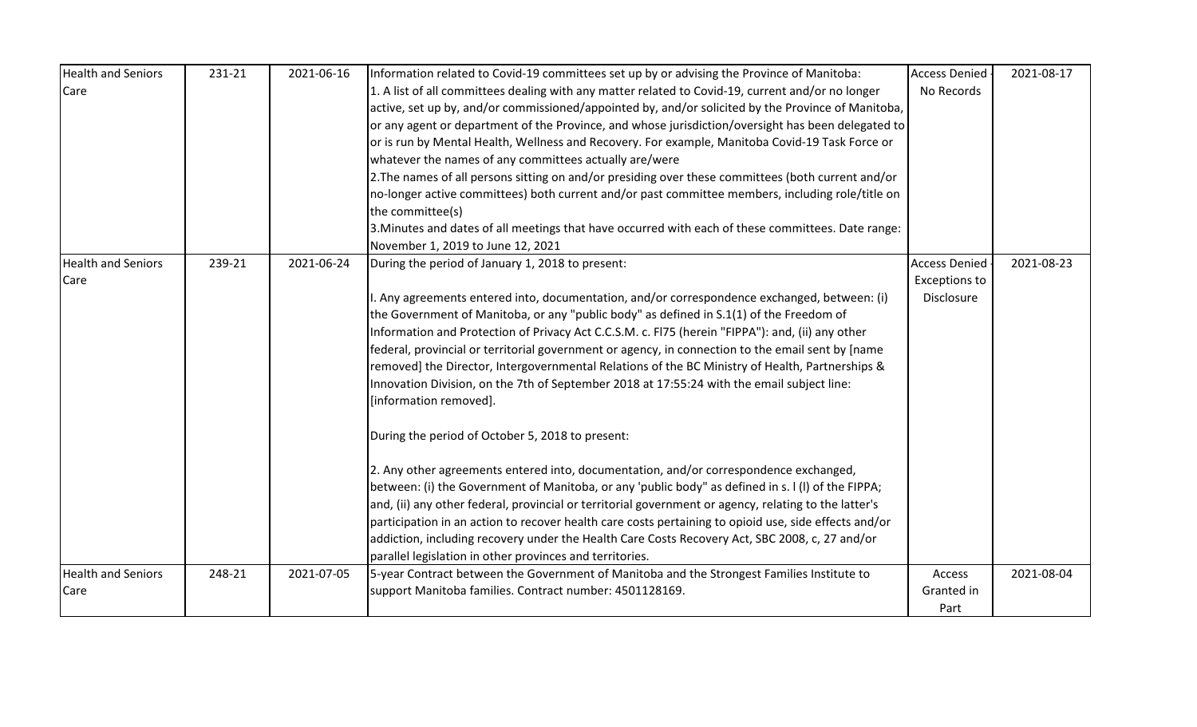| Health and Seniors Care | 231-21 | 2021-06-16 | Information related to Covid-19 committees set up by or advising the Province of Manitoba:<br>1. A list of all committees dealing with any matter related to Covid-19, current and/or no longer active, set up by, and/or commissioned/appointed by, and/or solicited by the Province of Manitoba, or any agent or department of the Province, and whose jurisdiction/oversight has been delegated to or is run by Mental Health, Wellness and Recovery. For example, Manitoba Covid-19 Task Force or whatever the names of any committees actually are/were<br>2.The names of all persons sitting on and/or presiding over these committees (both current and/or no-longer active committees) both current and/or past committee members, including role/title on the committee(s)<br>3.Minutes and dates of all meetings that have occurred with each of these committees. Date range: November 1, 2019 to June 12, 2021 | Access Denied - No Records | 2021-08-17 |
|---|---|---|---|---|---|
| Health and Seniors Care | 239-21 | 2021-06-24 | During the period of January 1, 2018 to present:<br><br>I. Any agreements entered into, documentation, and/or correspondence exchanged, between: (i) the Government of Manitoba, or any "public body" as defined in S.1(1) of the Freedom of Information and Protection of Privacy Act C.C.S.M. c. Fl75 (herein "FIPPA"): and, (ii) any other federal, provincial or territorial government or agency, in connection to the email sent by [name removed] the Director, Intergovernmental Relations of the BC Ministry of Health, Partnerships & Innovation Division, on the 7th of September 2018 at 17:55:24 with the email subject line: [information removed].<br><br>During the period of October 5, 2018 to present:<br><br>2. Any other agreements entered into, documentation, and/or correspondence exchanged, between: (i) the Government of Manitoba, or any 'public body" as defined in s. l (l) of the FIPPA; and, (ii) any other federal, provincial or territorial government or agency, relating to the latter's participation in an action to recover health care costs pertaining to opioid use, side effects and/or addiction, including recovery under the Health Care Costs Recovery Act, SBC 2008, c, 27 and/or parallel legislation in other provinces and territories. | Access Denied - Exceptions to Disclosure | 2021-08-23 |
| Health and Seniors Care | 248-21 | 2021-07-05 | 5-year Contract between the Government of Manitoba and the Strongest Families Institute to support Manitoba families. Contract number: 4501128169. | Access Granted in Part | 2021-08-04 |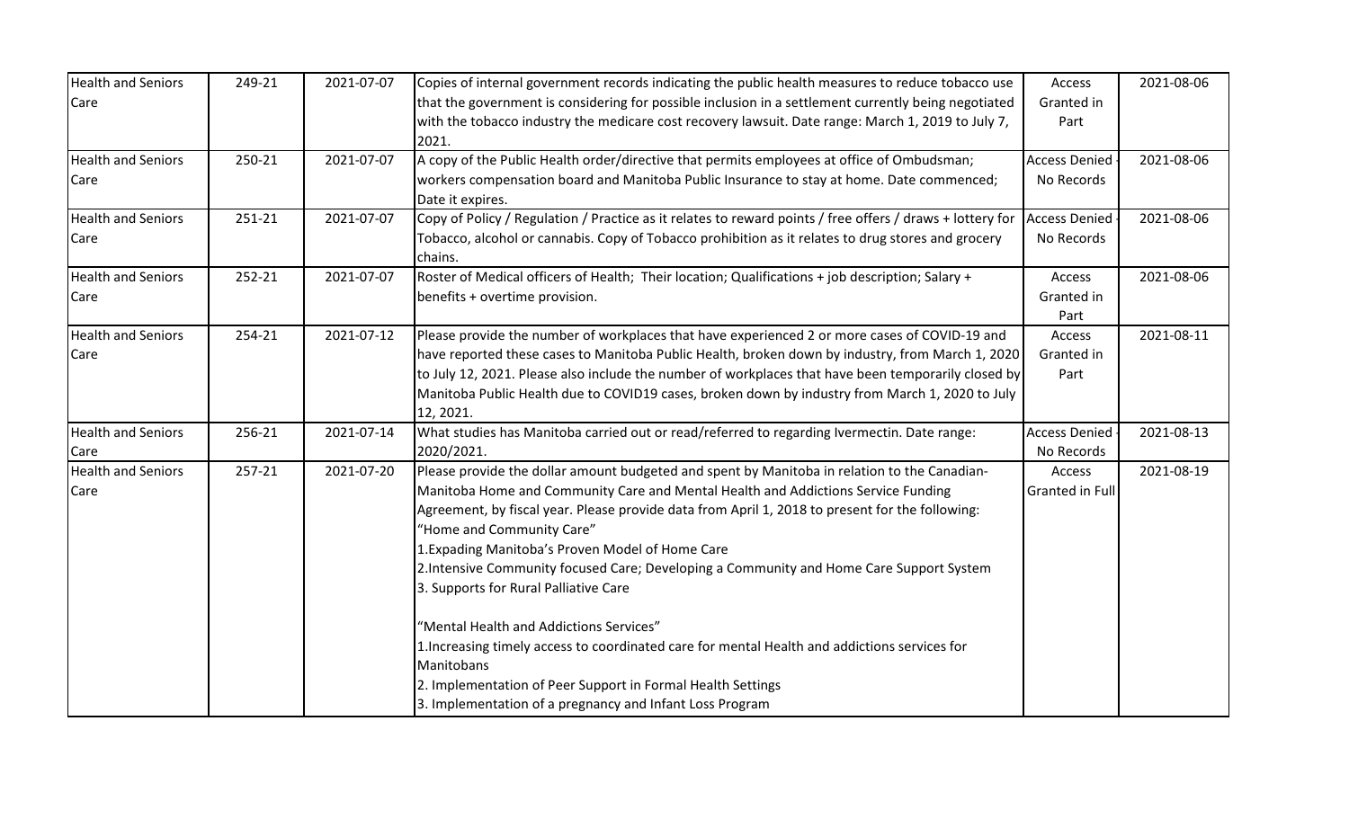| Health and Seniors Care | 249-21 | 2021-07-07 | Copies of internal government records indicating the public health measures to reduce tobacco use that the government is considering for possible inclusion in a settlement currently being negotiated with the tobacco industry the medicare cost recovery lawsuit. Date range: March 1, 2019 to July 7, 2021. | Access Granted in Part | 2021-08-06 |
|---|---|---|---|---|---|
| Health and Seniors Care | 250-21 | 2021-07-07 | A copy of the Public Health order/directive that permits employees at office of Ombudsman; workers compensation board and Manitoba Public Insurance to stay at home. Date commenced; Date it expires. | Access Denied - No Records | 2021-08-06 |
| Health and Seniors Care | 251-21 | 2021-07-07 | Copy of Policy / Regulation / Practice as it relates to reward points / free offers / draws + lottery for Tobacco, alcohol or cannabis. Copy of Tobacco prohibition as it relates to drug stores and grocery chains. | Access Denied - No Records | 2021-08-06 |
| Health and Seniors Care | 252-21 | 2021-07-07 | Roster of Medical officers of Health; Their location; Qualifications + job description; Salary + benefits + overtime provision. | Access Granted in Part | 2021-08-06 |
| Health and Seniors Care | 254-21 | 2021-07-12 | Please provide the number of workplaces that have experienced 2 or more cases of COVID-19 and have reported these cases to Manitoba Public Health, broken down by industry, from March 1, 2020 to July 12, 2021. Please also include the number of workplaces that have been temporarily closed by Manitoba Public Health due to COVID19 cases, broken down by industry from March 1, 2020 to July 12, 2021. | Access Granted in Part | 2021-08-11 |
| Health and Seniors Care | 256-21 | 2021-07-14 | What studies has Manitoba carried out or read/referred to regarding Ivermectin. Date range: 2020/2021. | Access Denied - No Records | 2021-08-13 |
| Health and Seniors Care | 257-21 | 2021-07-20 | Please provide the dollar amount budgeted and spent by Manitoba in relation to the Canadian-Manitoba Home and Community Care and Mental Health and Addictions Service Funding Agreement, by fiscal year. Please provide data from April 1, 2018 to present for the following: "Home and Community Care" 1.Expading Manitoba's Proven Model of Home Care 2.Intensive Community focused Care; Developing a Community and Home Care Support System 3. Supports for Rural Palliative Care "Mental Health and Addictions Services" 1.Increasing timely access to coordinated care for mental Health and addictions services for Manitobans 2. Implementation of Peer Support in Formal Health Settings 3. Implementation of a pregnancy and Infant Loss Program | Access Granted in Full | 2021-08-19 |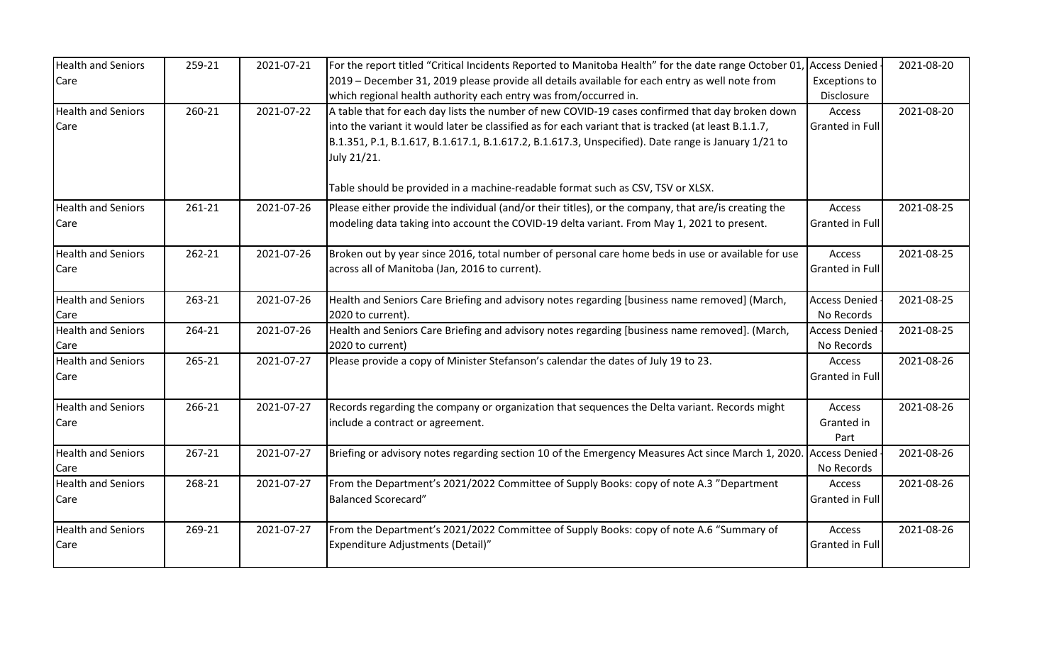| Health and Seniors Care | 259-21 | 2021-07-21 | For the report titled “Critical Incidents Reported to Manitoba Health” for the date range October 01, 2019 – December 31, 2019 please provide all details available for each entry as well note from which regional health authority each entry was from/occurred in. | Access Denied - Exceptions to Disclosure | 2021-08-20 |
|---|---|---|---|---|---|
| Health and Seniors Care | 260-21 | 2021-07-22 | A table that for each day lists the number of new COVID-19 cases confirmed that day broken down into the variant it would later be classified as for each variant that is tracked (at least B.1.1.7, B.1.351, P.1, B.1.617, B.1.617.1, B.1.617.2, B.1.617.3, Unspecified). Date range is January 1/21 to July 21/21.<br><br>Table should be provided in a machine-readable format such as CSV, TSV or XLSX. | Access Granted in Full | 2021-08-20 |
| Health and Seniors Care | 261-21 | 2021-07-26 | Please either provide the individual (and/or their titles), or the company, that are/is creating the modeling data taking into account the COVID-19 delta variant. From May 1, 2021 to present. | Access Granted in Full | 2021-08-25 |
| Health and Seniors Care | 262-21 | 2021-07-26 | Broken out by year since 2016, total number of personal care home beds in use or available for use across all of Manitoba (Jan, 2016 to current). | Access Granted in Full | 2021-08-25 |
| Health and Seniors Care | 263-21 | 2021-07-26 | Health and Seniors Care Briefing and advisory notes regarding [business name removed] (March, 2020 to current). | Access Denied - No Records | 2021-08-25 |
| Health and Seniors Care | 264-21 | 2021-07-26 | Health and Seniors Care Briefing and advisory notes regarding [business name removed]. (March, 2020 to current) | Access Denied - No Records | 2021-08-25 |
| Health and Seniors Care | 265-21 | 2021-07-27 | Please provide a copy of Minister Stefanson’s calendar the dates of July 19 to 23. | Access Granted in Full | 2021-08-26 |
| Health and Seniors Care | 266-21 | 2021-07-27 | Records regarding the company or organization that sequences the Delta variant. Records might include a contract or agreement. | Access Granted in Part | 2021-08-26 |
| Health and Seniors Care | 267-21 | 2021-07-27 | Briefing or advisory notes regarding section 10 of the Emergency Measures Act since March 1, 2020. | Access Denied - No Records | 2021-08-26 |
| Health and Seniors Care | 268-21 | 2021-07-27 | From the Department’s 2021/2022 Committee of Supply Books: copy of note A.3 ”Department Balanced Scorecard” | Access Granted in Full | 2021-08-26 |
| Health and Seniors Care | 269-21 | 2021-07-27 | From the Department’s 2021/2022 Committee of Supply Books: copy of note A.6 “Summary of Expenditure Adjustments (Detail)” | Access Granted in Full | 2021-08-26 |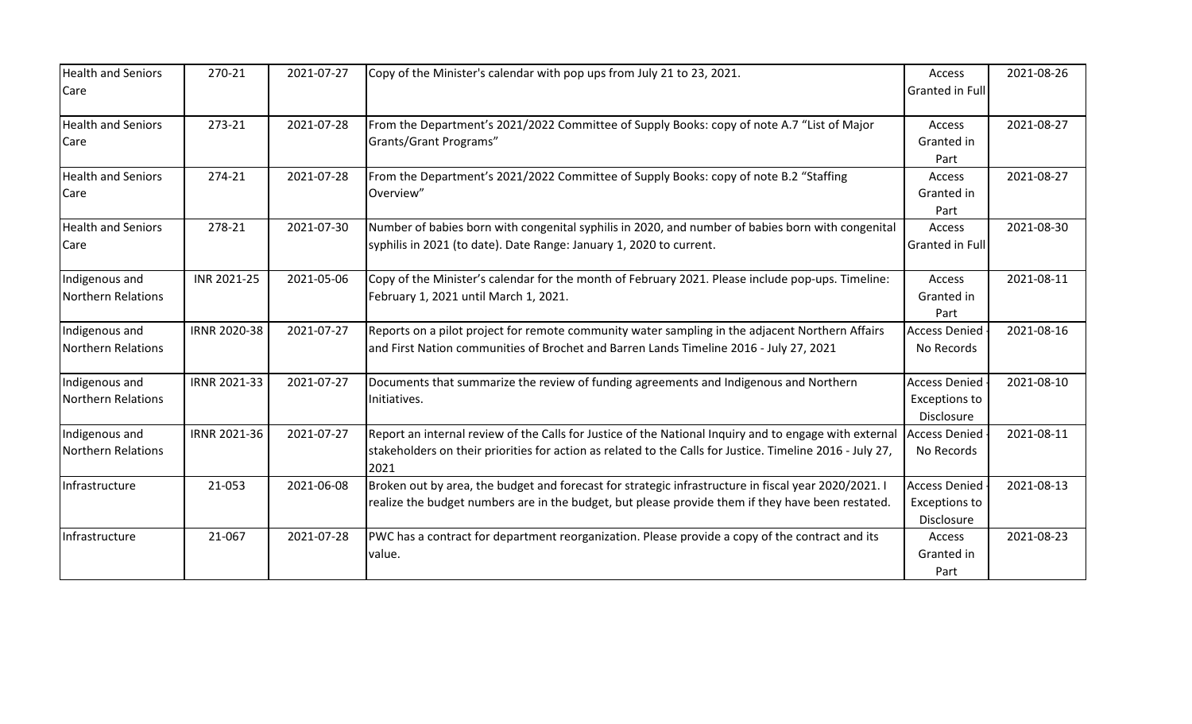| Health and Seniors Care | 270-21 | 2021-07-27 | Copy of the Minister's calendar with pop ups from July 21 to 23, 2021. | Access Granted in Full | 2021-08-26 |
|---|---|---|---|---|---|
| Health and Seniors Care | 273-21 | 2021-07-28 | From the Department's 2021/2022 Committee of Supply Books: copy of note A.7 "List of Major Grants/Grant Programs" | Access Granted in Part | 2021-08-27 |
| Health and Seniors Care | 274-21 | 2021-07-28 | From the Department's 2021/2022 Committee of Supply Books: copy of note B.2 "Staffing Overview" | Access Granted in Part | 2021-08-27 |
| Health and Seniors Care | 278-21 | 2021-07-30 | Number of babies born with congenital syphilis in 2020, and number of babies born with congenital syphilis in 2021 (to date). Date Range: January 1, 2020 to current. | Access Granted in Full | 2021-08-30 |
| Indigenous and Northern Relations | INR 2021-25 | 2021-05-06 | Copy of the Minister's calendar for the month of February 2021. Please include pop-ups. Timeline: February 1, 2021 until March 1, 2021. | Access Granted in Part | 2021-08-11 |
| Indigenous and Northern Relations | IRNR 2020-38 | 2021-07-27 | Reports on a pilot project for remote community water sampling in the adjacent Northern Affairs and First Nation communities of Brochet and Barren Lands Timeline 2016 - July 27, 2021 | Access Denied - No Records | 2021-08-16 |
| Indigenous and Northern Relations | IRNR 2021-33 | 2021-07-27 | Documents that summarize the review of funding agreements and Indigenous and Northern Initiatives. | Access Denied - Exceptions to Disclosure | 2021-08-10 |
| Indigenous and Northern Relations | IRNR 2021-36 | 2021-07-27 | Report an internal review of the Calls for Justice of the National Inquiry and to engage with external stakeholders on their priorities for action as related to the Calls for Justice. Timeline 2016 - July 27, 2021 | Access Denied - No Records | 2021-08-11 |
| Infrastructure | 21-053 | 2021-06-08 | Broken out by area, the budget and forecast for strategic infrastructure in fiscal year 2020/2021. I realize the budget numbers are in the budget, but please provide them if they have been restated. | Access Denied - Exceptions to Disclosure | 2021-08-13 |
| Infrastructure | 21-067 | 2021-07-28 | PWC has a contract for department reorganization. Please provide a copy of the contract and its value. | Access Granted in Part | 2021-08-23 |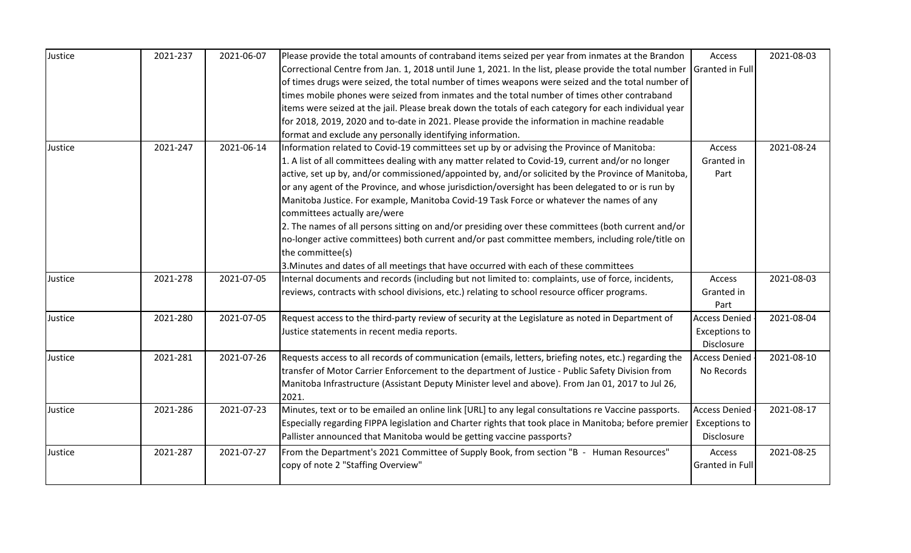| Justice | 2021-237 | 2021-06-07 | Please provide the total amounts of contraband items seized per year from inmates at the Brandon Correctional Centre from Jan. 1, 2018 until June 1, 2021. In the list, please provide the total number of times drugs were seized, the total number of times weapons were seized and the total number of times mobile phones were seized from inmates and the total number of times other contraband items were seized at the jail. Please break down the totals of each category for each individual year for 2018, 2019, 2020 and to-date in 2021. Please provide the information in machine readable format and exclude any personally identifying information. | Access Granted in Full | 2021-08-03 |
|---|---|---|---|---|---|
| Justice | 2021-247 | 2021-06-14 | Information related to Covid-19 committees set up by or advising the Province of Manitoba:<br>1. A list of all committees dealing with any matter related to Covid-19, current and/or no longer active, set up by, and/or commissioned/appointed by, and/or solicited by the Province of Manitoba, or any agent of the Province, and whose jurisdiction/oversight has been delegated to or is run by Manitoba Justice. For example, Manitoba Covid-19 Task Force or whatever the names of any committees actually are/were<br>2. The names of all persons sitting on and/or presiding over these committees (both current and/or no-longer active committees) both current and/or past committee members, including role/title on the committee(s)<br>3.Minutes and dates of all meetings that have occurred with each of these committees | Access Granted in Part | 2021-08-24 |
| Justice | 2021-278 | 2021-07-05 | Internal documents and records (including but not limited to: complaints, use of force, incidents, reviews, contracts with school divisions, etc.) relating to school resource officer programs. | Access Granted in Part | 2021-08-03 |
| Justice | 2021-280 | 2021-07-05 | Request access to the third-party review of security at the Legislature as noted in Department of Justice statements in recent media reports. | Access Denied - Exceptions to Disclosure | 2021-08-04 |
| Justice | 2021-281 | 2021-07-26 | Requests access to all records of communication (emails, letters, briefing notes, etc.) regarding the transfer of Motor Carrier Enforcement to the department of Justice - Public Safety Division from Manitoba Infrastructure (Assistant Deputy Minister level and above). From Jan 01, 2017 to Jul 26, 2021. | Access Denied - No Records | 2021-08-10 |
| Justice | 2021-286 | 2021-07-23 | Minutes, text or to be emailed an online link [URL] to any legal consultations re Vaccine passports. Especially regarding FIPPA legislation and Charter rights that took place in Manitoba; before premier Pallister announced that Manitoba would be getting vaccine passports? | Access Denied - Exceptions to Disclosure | 2021-08-17 |
| Justice | 2021-287 | 2021-07-27 | From the Department's 2021 Committee of Supply Book, from section "B - Human Resources" copy of note 2 "Staffing Overview" | Access Granted in Full | 2021-08-25 |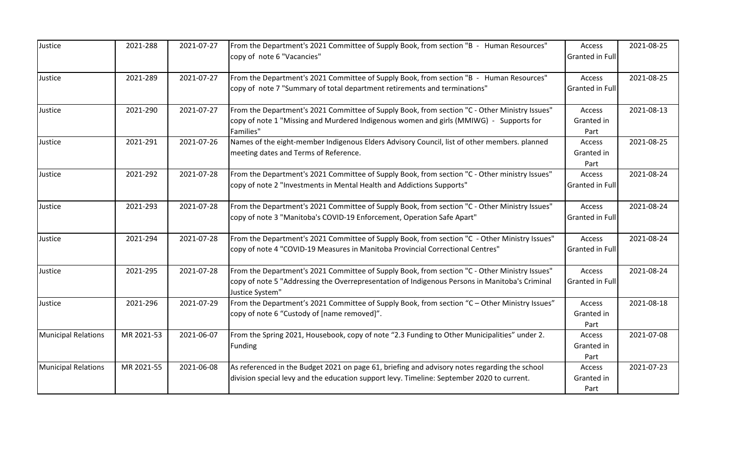| Justice | 2021-288 | 2021-07-27 | From the Department's 2021 Committee of Supply Book, from section "B - Human Resources" copy of note 6 "Vacancies" | Access Granted in Full | 2021-08-25 |
|---|---|---|---|---|---|
| Justice | 2021-289 | 2021-07-27 | From the Department's 2021 Committee of Supply Book, from section "B - Human Resources" copy of note 7 "Summary of total department retirements and terminations" | Access Granted in Full | 2021-08-25 |
| Justice | 2021-290 | 2021-07-27 | From the Department's 2021 Committee of Supply Book, from section "C - Other Ministry Issues" copy of note 1 "Missing and Murdered Indigenous women and girls (MMIWG) - Supports for Families" | Access Granted in Part | 2021-08-13 |
| Justice | 2021-291 | 2021-07-26 | Names of the eight-member Indigenous Elders Advisory Council, list of other members. planned meeting dates and Terms of Reference. | Access Granted in Part | 2021-08-25 |
| Justice | 2021-292 | 2021-07-28 | From the Department's 2021 Committee of Supply Book, from section "C - Other ministry Issues" copy of note 2 "Investments in Mental Health and Addictions Supports" | Access Granted in Full | 2021-08-24 |
| Justice | 2021-293 | 2021-07-28 | From the Department's 2021 Committee of Supply Book, from section "C - Other Ministry Issues" copy of note 3 "Manitoba's COVID-19 Enforcement, Operation Safe Apart" | Access Granted in Full | 2021-08-24 |
| Justice | 2021-294 | 2021-07-28 | From the Department's 2021 Committee of Supply Book, from section "C - Other Ministry Issues" copy of note 4 "COVID-19 Measures in Manitoba Provincial Correctional Centres" | Access Granted in Full | 2021-08-24 |
| Justice | 2021-295 | 2021-07-28 | From the Department's 2021 Committee of Supply Book, from section "C - Other Ministry Issues" copy of note 5 "Addressing the Overrepresentation of Indigenous Persons in Manitoba's Criminal Justice System" | Access Granted in Full | 2021-08-24 |
| Justice | 2021-296 | 2021-07-29 | From the Department's 2021 Committee of Supply Book, from section "C – Other Ministry Issues" copy of note 6 "Custody of [name removed]". | Access Granted in Part | 2021-08-18 |
| Municipal Relations | MR 2021-53 | 2021-06-07 | From the Spring 2021, Housebook, copy of note "2.3 Funding to Other Municipalities" under 2. Funding | Access Granted in Part | 2021-07-08 |
| Municipal Relations | MR 2021-55 | 2021-06-08 | As referenced in the Budget 2021 on page 61, briefing and advisory notes regarding the school division special levy and the education support levy. Timeline: September 2020 to current. | Access Granted in Part | 2021-07-23 |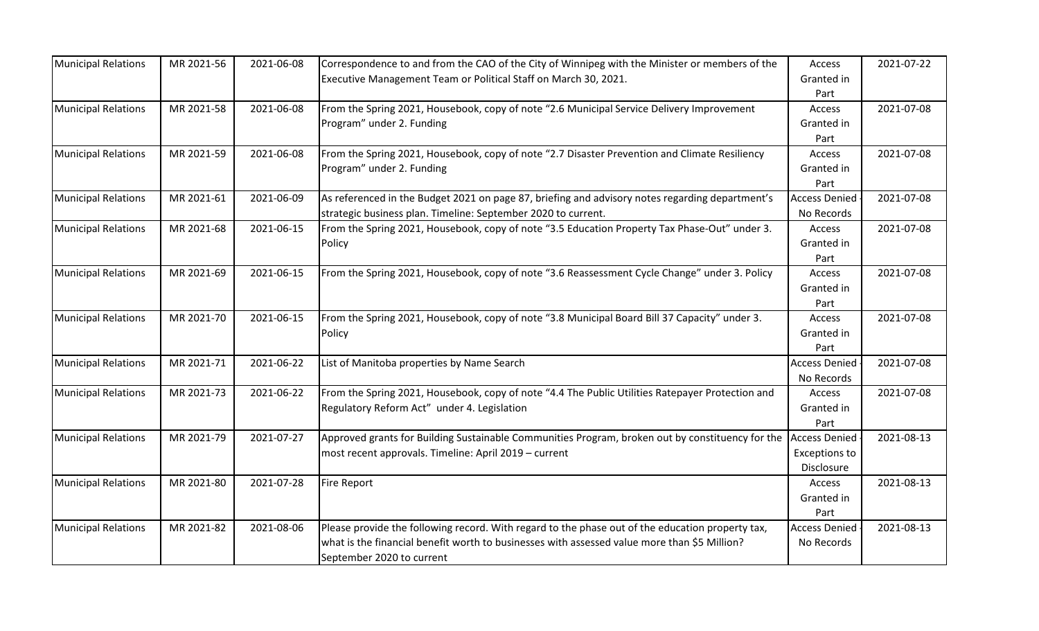| Municipal Relations | MR 2021-56 | 2021-06-08 | Correspondence to and from the CAO of the City of Winnipeg with the Minister or members of the Executive Management Team or Political Staff on March 30, 2021. | Access Granted in Part | 2021-07-22 |
|---|---|---|---|---|---|
| Municipal Relations | MR 2021-58 | 2021-06-08 | From the Spring 2021, Housebook, copy of note "2.6 Municipal Service Delivery Improvement Program" under 2. Funding | Access Granted in Part | 2021-07-08 |
| Municipal Relations | MR 2021-59 | 2021-06-08 | From the Spring 2021, Housebook, copy of note "2.7 Disaster Prevention and Climate Resiliency Program" under 2. Funding | Access Granted in Part | 2021-07-08 |
| Municipal Relations | MR 2021-61 | 2021-06-09 | As referenced in the Budget 2021 on page 87, briefing and advisory notes regarding department's strategic business plan. Timeline: September 2020 to current. | Access Denied - No Records | 2021-07-08 |
| Municipal Relations | MR 2021-68 | 2021-06-15 | From the Spring 2021, Housebook, copy of note "3.5 Education Property Tax Phase-Out" under 3. Policy | Access Granted in Part | 2021-07-08 |
| Municipal Relations | MR 2021-69 | 2021-06-15 | From the Spring 2021, Housebook, copy of note "3.6 Reassessment Cycle Change" under 3. Policy | Access Granted in Part | 2021-07-08 |
| Municipal Relations | MR 2021-70 | 2021-06-15 | From the Spring 2021, Housebook, copy of note "3.8 Municipal Board Bill 37 Capacity" under 3. Policy | Access Granted in Part | 2021-07-08 |
| Municipal Relations | MR 2021-71 | 2021-06-22 | List of Manitoba properties by Name Search | Access Denied - No Records | 2021-07-08 |
| Municipal Relations | MR 2021-73 | 2021-06-22 | From the Spring 2021, Housebook, copy of note "4.4 The Public Utilities Ratepayer Protection and Regulatory Reform Act" under 4. Legislation | Access Granted in Part | 2021-07-08 |
| Municipal Relations | MR 2021-79 | 2021-07-27 | Approved grants for Building Sustainable Communities Program, broken out by constituency for the most recent approvals. Timeline: April 2019 – current | Access Denied - Exceptions to Disclosure | 2021-08-13 |
| Municipal Relations | MR 2021-80 | 2021-07-28 | Fire Report | Access Granted in Part | 2021-08-13 |
| Municipal Relations | MR 2021-82 | 2021-08-06 | Please provide the following record. With regard to the phase out of the education property tax, what is the financial benefit worth to businesses with assessed value more than $5 Million? September 2020 to current | Access Denied - No Records | 2021-08-13 |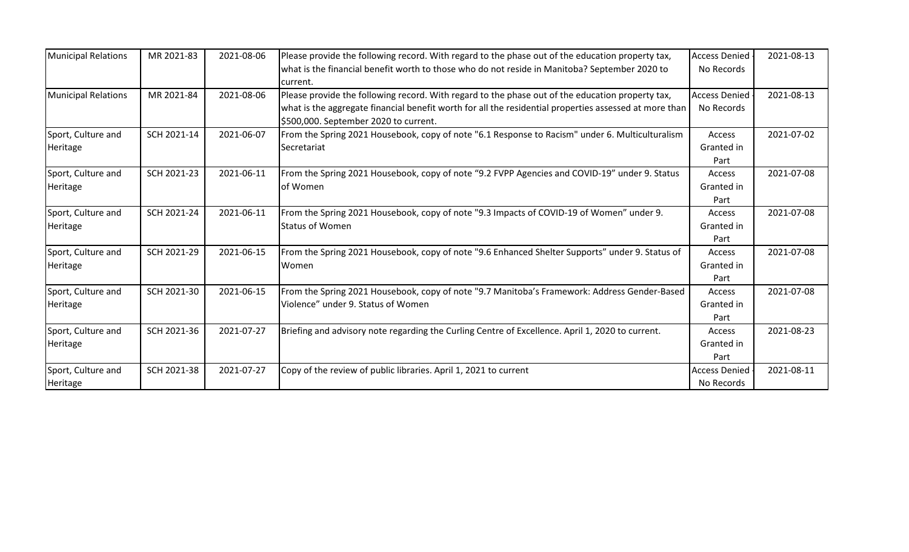| | | | | | |
|---|---|---|---|---|---|
| Municipal Relations | MR 2021-83 | 2021-08-06 | Please provide the following record. With regard to the phase out of the education property tax, what is the financial benefit worth to those who do not reside in Manitoba? September 2020 to current. | Access Denied - No Records | 2021-08-13 |
| Municipal Relations | MR 2021-84 | 2021-08-06 | Please provide the following record. With regard to the phase out of the education property tax, what is the aggregate financial benefit worth for all the residential properties assessed at more than $500,000. September 2020 to current. | Access Denied - No Records | 2021-08-13 |
| Sport, Culture and Heritage | SCH 2021-14 | 2021-06-07 | From the Spring 2021 Housebook, copy of note "6.1 Response to Racism" under 6. Multiculturalism Secretariat | Access Granted in Part | 2021-07-02 |
| Sport, Culture and Heritage | SCH 2021-23 | 2021-06-11 | From the Spring 2021 Housebook, copy of note "9.2 FVPP Agencies and COVID-19" under 9. Status of Women | Access Granted in Part | 2021-07-08 |
| Sport, Culture and Heritage | SCH 2021-24 | 2021-06-11 | From the Spring 2021 Housebook, copy of note "9.3 Impacts of COVID-19 of Women" under 9. Status of Women | Access Granted in Part | 2021-07-08 |
| Sport, Culture and Heritage | SCH 2021-29 | 2021-06-15 | From the Spring 2021 Housebook, copy of note "9.6 Enhanced Shelter Supports" under 9. Status of Women | Access Granted in Part | 2021-07-08 |
| Sport, Culture and Heritage | SCH 2021-30 | 2021-06-15 | From the Spring 2021 Housebook, copy of note "9.7 Manitoba's Framework: Address Gender-Based Violence" under 9. Status of Women | Access Granted in Part | 2021-07-08 |
| Sport, Culture and Heritage | SCH 2021-36 | 2021-07-27 | Briefing and advisory note regarding the Curling Centre of Excellence. April 1, 2020 to current. | Access Granted in Part | 2021-08-23 |
| Sport, Culture and Heritage | SCH 2021-38 | 2021-07-27 | Copy of the review of public libraries. April 1, 2021 to current | Access Denied - No Records | 2021-08-11 |